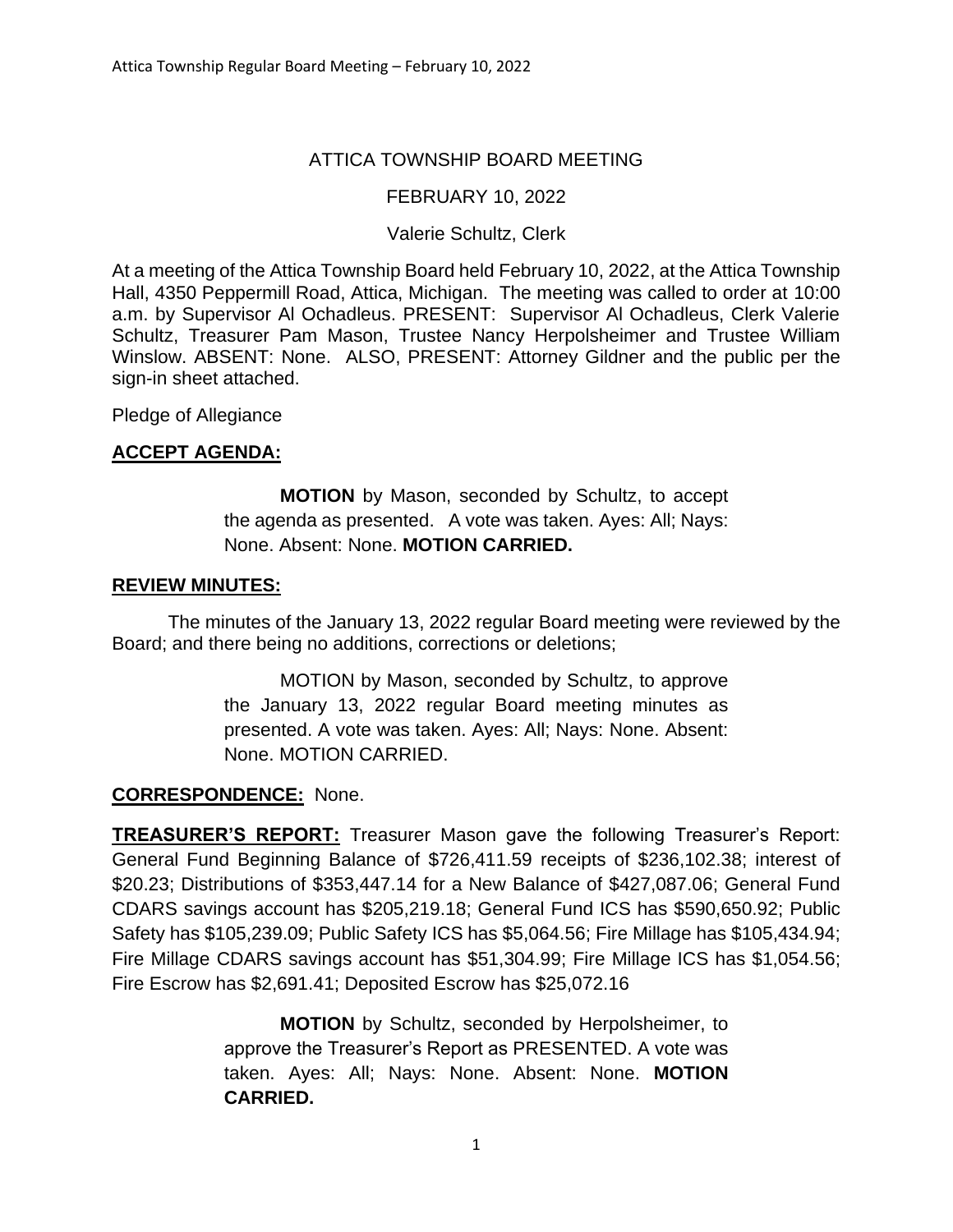# ATTICA TOWNSHIP BOARD MEETING

FEBRUARY 10, 2022

Valerie Schultz, Clerk

At a meeting of the Attica Township Board held February 10, 2022, at the Attica Township Hall, 4350 Peppermill Road, Attica, Michigan. The meeting was called to order at 10:00 a.m. by Supervisor Al Ochadleus. PRESENT: Supervisor Al Ochadleus, Clerk Valerie Schultz, Treasurer Pam Mason, Trustee Nancy Herpolsheimer and Trustee William Winslow. ABSENT: None. ALSO, PRESENT: Attorney Gildner and the public per the sign-in sheet attached.

Pledge of Allegiance

## ACCEPT AGENDA:

> **MOTION** by Mason, seconded by Schultz, to accept the agenda as presented. A vote was taken. Ayes: All; Nays: None. Absent: None. **MOTION CARRIED.**

## REVIEW MINUTES:

The minutes of the January 13, 2022 regular Board meeting were reviewed by the Board; and there being no additions, corrections or deletions;

> MOTION by Mason, seconded by Schultz, to approve the January 13, 2022 regular Board meeting minutes as presented. A vote was taken. Ayes: All; Nays: None. Absent: None. MOTION CARRIED.

**CORRESPONDENCE:** None.

**TREASURER'S REPORT:** Treasurer Mason gave the following Treasurer's Report: General Fund Beginning Balance of $726,411.59 receipts of $236,102.38; interest of $20.23; Distributions of $353,447.14 for a New Balance of $427,087.06; General Fund CDARS savings account has $205,219.18; General Fund ICS has $590,650.92; Public Safety has $105,239.09; Public Safety ICS has $5,064.56; Fire Millage has $105,434.94; Fire Millage CDARS savings account has $51,304.99; Fire Millage ICS has $1,054.56; Fire Escrow has $2,691.41; Deposited Escrow has $25,072.16

> **MOTION** by Schultz, seconded by Herpolsheimer, to approve the Treasurer's Report as PRESENTED. A vote was taken. Ayes: All; Nays: None. Absent: None. **MOTION CARRIED.**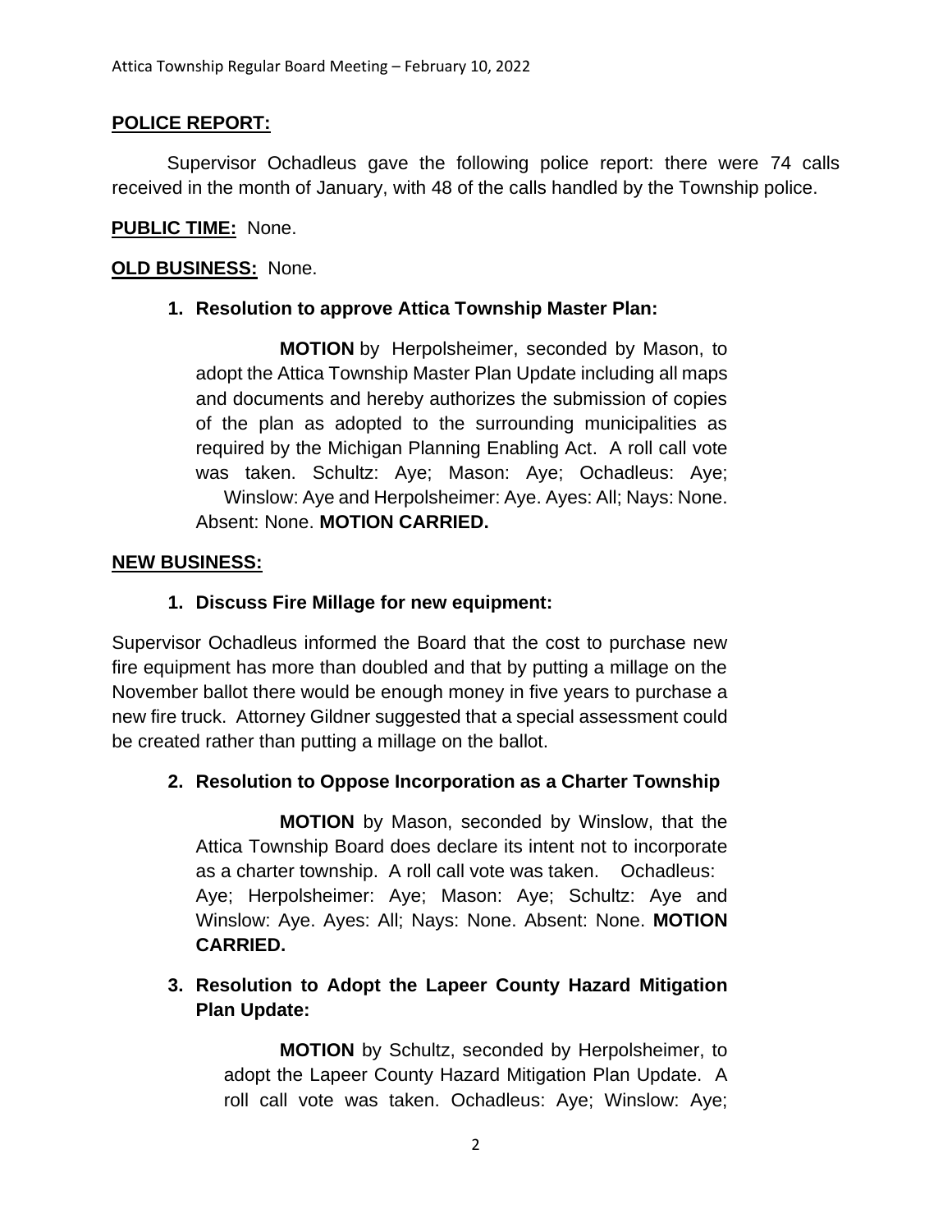## POLICE REPORT:

Supervisor Ochadleus gave the following police report: there were 74 calls received in the month of January, with 48 of the calls handled by the Township police.

**PUBLIC TIME:** None.

**OLD BUSINESS:** None.

1. **Resolution to approve Attica Township Master Plan:**

   **MOTION** by Herpolsheimer, seconded by Mason, to adopt the Attica Township Master Plan Update including all maps and documents and hereby authorizes the submission of copies of the plan as adopted to the surrounding municipalities as required by the Michigan Planning Enabling Act. A roll call vote was taken. Schultz: Aye; Mason: Aye; Ochadleus: Aye; Winslow: Aye and Herpolsheimer: Aye. Ayes: All; Nays: None. Absent: None. **MOTION CARRIED.**

## NEW BUSINESS:

1. **Discuss Fire Millage for new equipment:**

Supervisor Ochadleus informed the Board that the cost to purchase new fire equipment has more than doubled and that by putting a millage on the November ballot there would be enough money in five years to purchase a new fire truck. Attorney Gildner suggested that a special assessment could be created rather than putting a millage on the ballot.

2. **Resolution to Oppose Incorporation as a Charter Township**

   **MOTION** by Mason, seconded by Winslow, that the Attica Township Board does declare its intent not to incorporate as a charter township. A roll call vote was taken. Ochadleus: Aye; Herpolsheimer: Aye; Mason: Aye; Schultz: Aye and Winslow: Aye. Ayes: All; Nays: None. Absent: None. **MOTION CARRIED.**

3. **Resolution to Adopt the Lapeer County Hazard Mitigation Plan Update:**

   **MOTION** by Schultz, seconded by Herpolsheimer, to adopt the Lapeer County Hazard Mitigation Plan Update. A roll call vote was taken. Ochadleus: Aye; Winslow: Aye;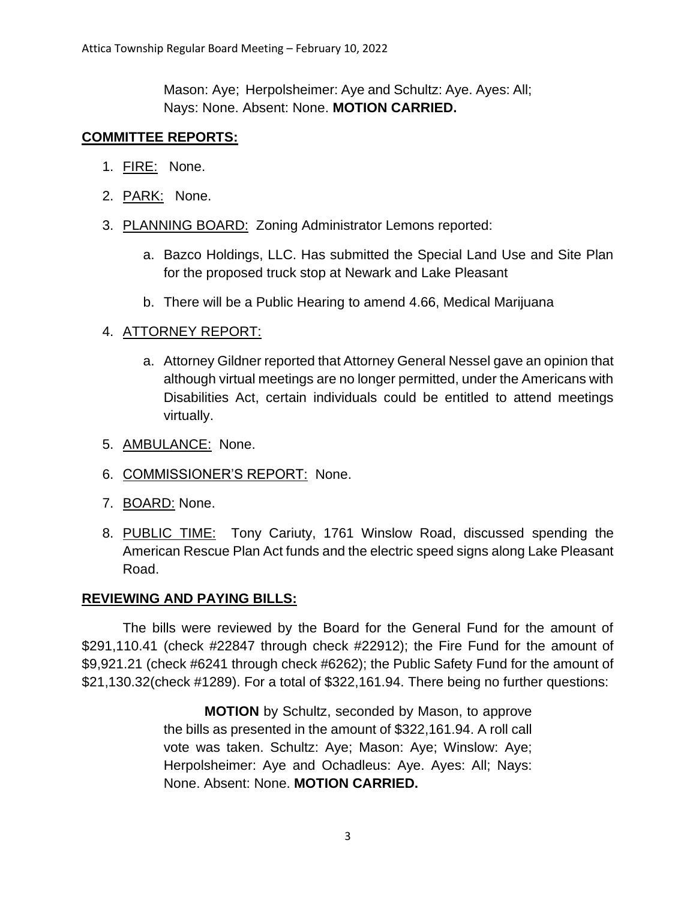Mason: Aye; Herpolsheimer: Aye and Schultz: Aye. Ayes: All; Nays: None. Absent: None. **MOTION CARRIED.**

## COMMITTEE REPORTS:

1. FIRE: None.
2. PARK: None.
3. PLANNING BOARD: Zoning Administrator Lemons reported:
   a. Bazco Holdings, LLC. Has submitted the Special Land Use and Site Plan for the proposed truck stop at Newark and Lake Pleasant
   b. There will be a Public Hearing to amend 4.66, Medical Marijuana
4. ATTORNEY REPORT:
   a. Attorney Gildner reported that Attorney General Nessel gave an opinion that although virtual meetings are no longer permitted, under the Americans with Disabilities Act, certain individuals could be entitled to attend meetings virtually.
5. AMBULANCE: None.
6. COMMISSIONER'S REPORT: None.
7. BOARD: None.
8. PUBLIC TIME: Tony Cariuty, 1761 Winslow Road, discussed spending the American Rescue Plan Act funds and the electric speed signs along Lake Pleasant Road.

## REVIEWING AND PAYING BILLS:

The bills were reviewed by the Board for the General Fund for the amount of $291,110.41 (check #22847 through check #22912); the Fire Fund for the amount of $9,921.21 (check #6241 through check #6262); the Public Safety Fund for the amount of $21,130.32(check #1289). For a total of $322,161.94. There being no further questions:

> **MOTION** by Schultz, seconded by Mason, to approve the bills as presented in the amount of $322,161.94. A roll call vote was taken. Schultz: Aye; Mason: Aye; Winslow: Aye; Herpolsheimer: Aye and Ochadleus: Aye. Ayes: All; Nays: None. Absent: None. **MOTION CARRIED.**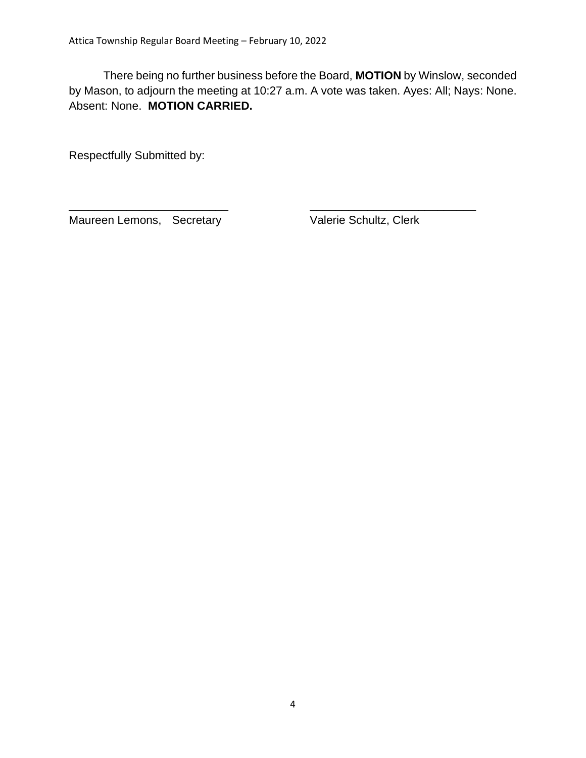There being no further business before the Board, **MOTION** by Winslow, seconded by Mason, to adjourn the meeting at 10:27 a.m. A vote was taken. Ayes: All; Nays: None. Absent: None. **MOTION CARRIED.**

Respectfully Submitted by:

| | |
|---|---|
| _________________________ | __________________________ |
| Maureen Lemons, Secretary | Valerie Schultz, Clerk |